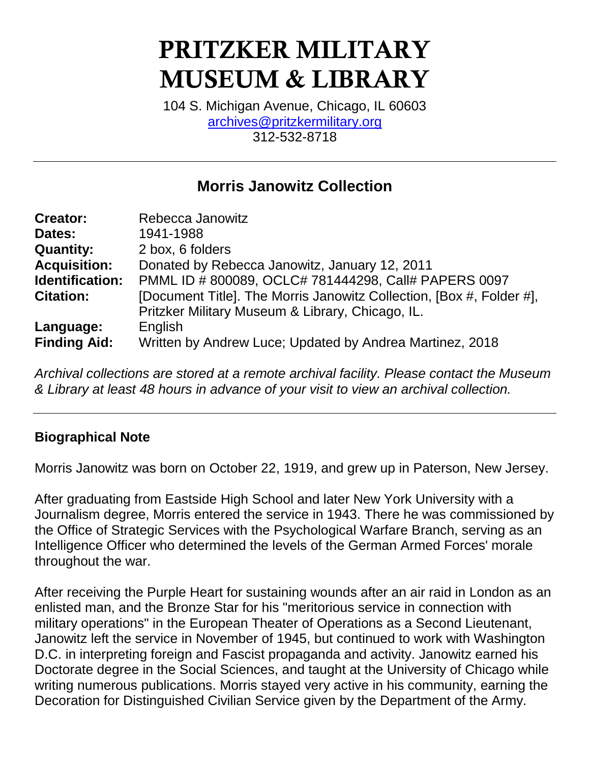# PRITZKER MILITARY MUSEUM & LIBRARY

104 S. Michigan Avenue, Chicago, IL 60603
archives@pritzkermilitary.org
312-532-8718

---

## Morris Janowitz Collection

| | |
|---|---|
| **Creator:** | Rebecca Janowitz |
| **Dates:** | 1941-1988 |
| **Quantity:** | 2 box, 6 folders |
| **Acquisition:** | Donated by Rebecca Janowitz, January 12, 2011 |
| **Identification:** | PMML ID # 800089, OCLC# 781444298, Call# PAPERS 0097 |
| **Citation:** | [Document Title]. The Morris Janowitz Collection, [Box #, Folder #], Pritzker Military Museum & Library, Chicago, IL. |
| **Language:** | English |
| **Finding Aid:** | Written by Andrew Luce; Updated by Andrea Martinez, 2018 |

*Archival collections are stored at a remote archival facility. Please contact the Museum & Library at least 48 hours in advance of your visit to view an archival collection.*

---

### Biographical Note

Morris Janowitz was born on October 22, 1919, and grew up in Paterson, New Jersey.

After graduating from Eastside High School and later New York University with a Journalism degree, Morris entered the service in 1943. There he was commissioned by the Office of Strategic Services with the Psychological Warfare Branch, serving as an Intelligence Officer who determined the levels of the German Armed Forces' morale throughout the war.

After receiving the Purple Heart for sustaining wounds after an air raid in London as an enlisted man, and the Bronze Star for his "meritorious service in connection with military operations" in the European Theater of Operations as a Second Lieutenant, Janowitz left the service in November of 1945, but continued to work with Washington D.C. in interpreting foreign and Fascist propaganda and activity. Janowitz earned his Doctorate degree in the Social Sciences, and taught at the University of Chicago while writing numerous publications. Morris stayed very active in his community, earning the Decoration for Distinguished Civilian Service given by the Department of the Army.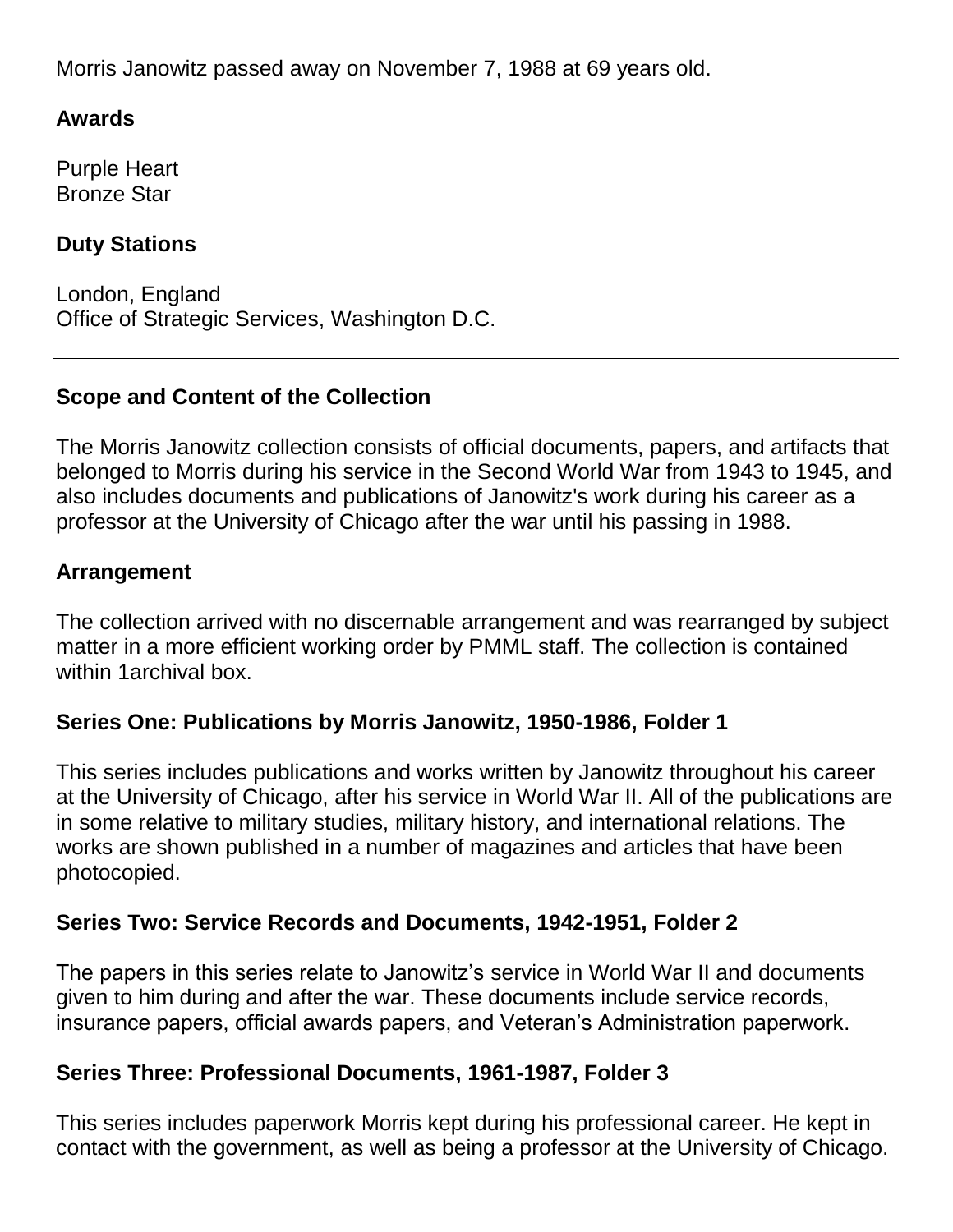Morris Janowitz passed away on November 7, 1988 at 69 years old.

## Awards

Purple Heart
Bronze Star

## Duty Stations

London, England
Office of Strategic Services, Washington D.C.

---

## Scope and Content of the Collection

The Morris Janowitz collection consists of official documents, papers, and artifacts that belonged to Morris during his service in the Second World War from 1943 to 1945, and also includes documents and publications of Janowitz's work during his career as a professor at the University of Chicago after the war until his passing in 1988.

## Arrangement

The collection arrived with no discernable arrangement and was rearranged by subject matter in a more efficient working order by PMML staff. The collection is contained within 1archival box.

## Series One: Publications by Morris Janowitz, 1950-1986, Folder 1

This series includes publications and works written by Janowitz throughout his career at the University of Chicago, after his service in World War II. All of the publications are in some relative to military studies, military history, and international relations. The works are shown published in a number of magazines and articles that have been photocopied.

## Series Two: Service Records and Documents, 1942-1951, Folder 2

The papers in this series relate to Janowitz's service in World War II and documents given to him during and after the war. These documents include service records, insurance papers, official awards papers, and Veteran's Administration paperwork.

## Series Three: Professional Documents, 1961-1987, Folder 3

This series includes paperwork Morris kept during his professional career. He kept in contact with the government, as well as being a professor at the University of Chicago.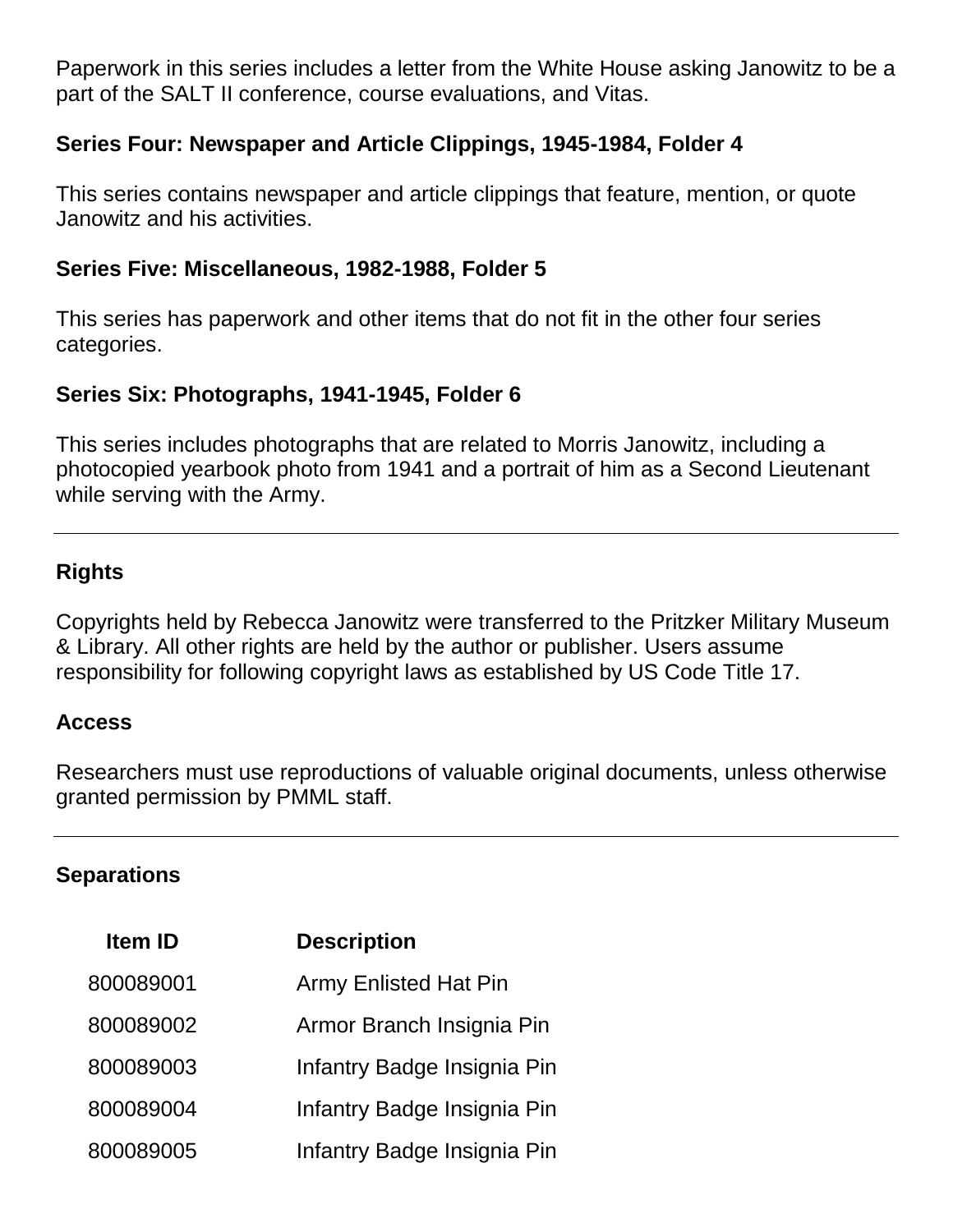Paperwork in this series includes a letter from the White House asking Janowitz to be a part of the SALT II conference, course evaluations, and Vitas.

**Series Four: Newspaper and Article Clippings, 1945-1984, Folder 4**

This series contains newspaper and article clippings that feature, mention, or quote Janowitz and his activities.

**Series Five: Miscellaneous, 1982-1988, Folder 5**

This series has paperwork and other items that do not fit in the other four series categories.

**Series Six: Photographs, 1941-1945, Folder 6**

This series includes photographs that are related to Morris Janowitz, including a photocopied yearbook photo from 1941 and a portrait of him as a Second Lieutenant while serving with the Army.

---

## Rights

Copyrights held by Rebecca Janowitz were transferred to the Pritzker Military Museum & Library. All other rights are held by the author or publisher. Users assume responsibility for following copyright laws as established by US Code Title 17.

## Access

Researchers must use reproductions of valuable original documents, unless otherwise granted permission by PMML staff.

---

## Separations

| Item ID | Description |
| --- | --- |
| 800089001 | Army Enlisted Hat Pin |
| 800089002 | Armor Branch Insignia Pin |
| 800089003 | Infantry Badge Insignia Pin |
| 800089004 | Infantry Badge Insignia Pin |
| 800089005 | Infantry Badge Insignia Pin |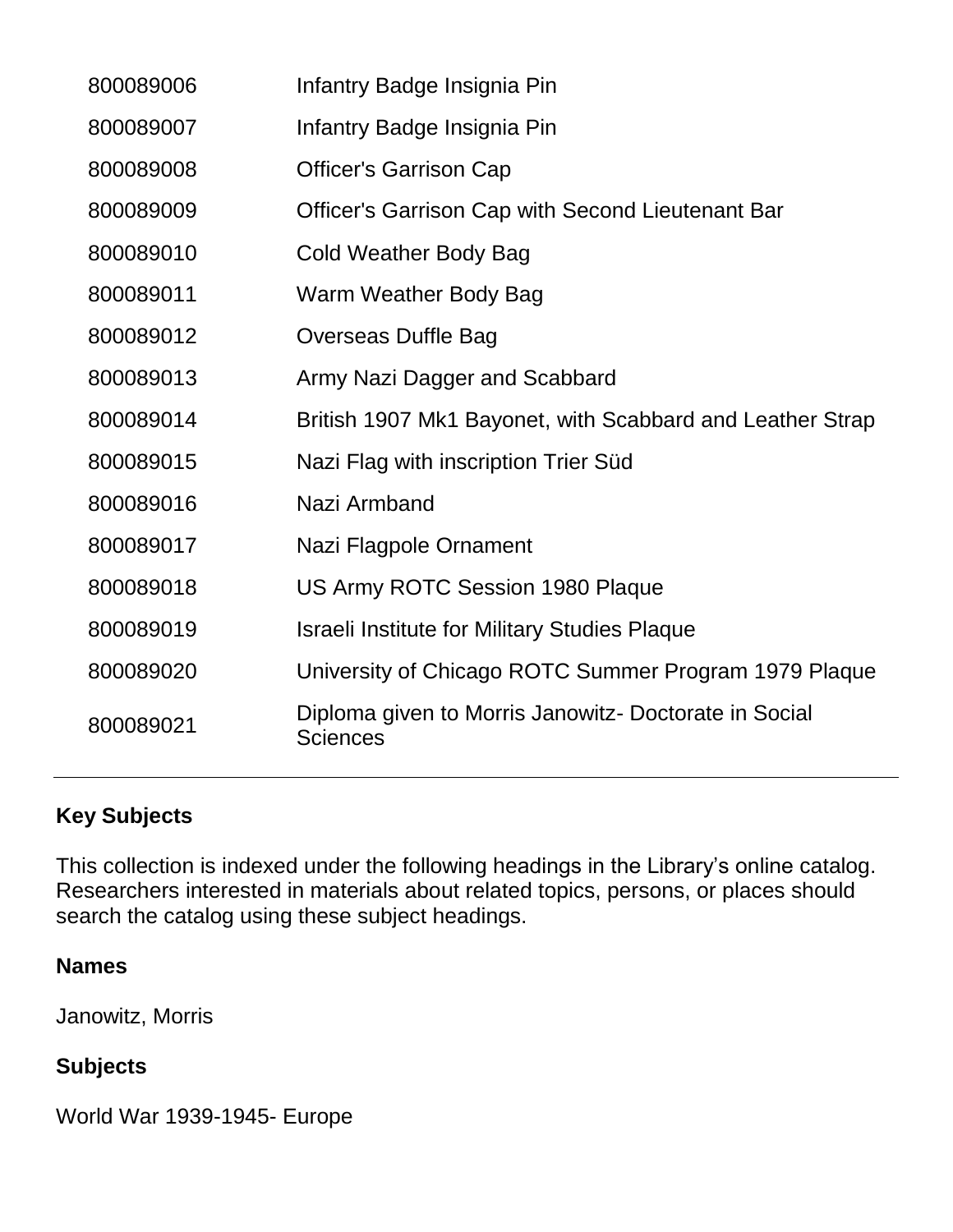| | |
|---|---|
| 800089006 | Infantry Badge Insignia Pin |
| 800089007 | Infantry Badge Insignia Pin |
| 800089008 | Officer's Garrison Cap |
| 800089009 | Officer's Garrison Cap with Second Lieutenant Bar |
| 800089010 | Cold Weather Body Bag |
| 800089011 | Warm Weather Body Bag |
| 800089012 | Overseas Duffle Bag |
| 800089013 | Army Nazi Dagger and Scabbard |
| 800089014 | British 1907 Mk1 Bayonet, with Scabbard and Leather Strap |
| 800089015 | Nazi Flag with inscription Trier Süd |
| 800089016 | Nazi Armband |
| 800089017 | Nazi Flagpole Ornament |
| 800089018 | US Army ROTC Session 1980 Plaque |
| 800089019 | Israeli Institute for Military Studies Plaque |
| 800089020 | University of Chicago ROTC Summer Program 1979 Plaque |
| 800089021 | Diploma given to Morris Janowitz- Doctorate in Social Sciences |

## Key Subjects

This collection is indexed under the following headings in the Library's online catalog. Researchers interested in materials about related topics, persons, or places should search the catalog using these subject headings.

### Names

Janowitz, Morris

### Subjects

World War 1939-1945- Europe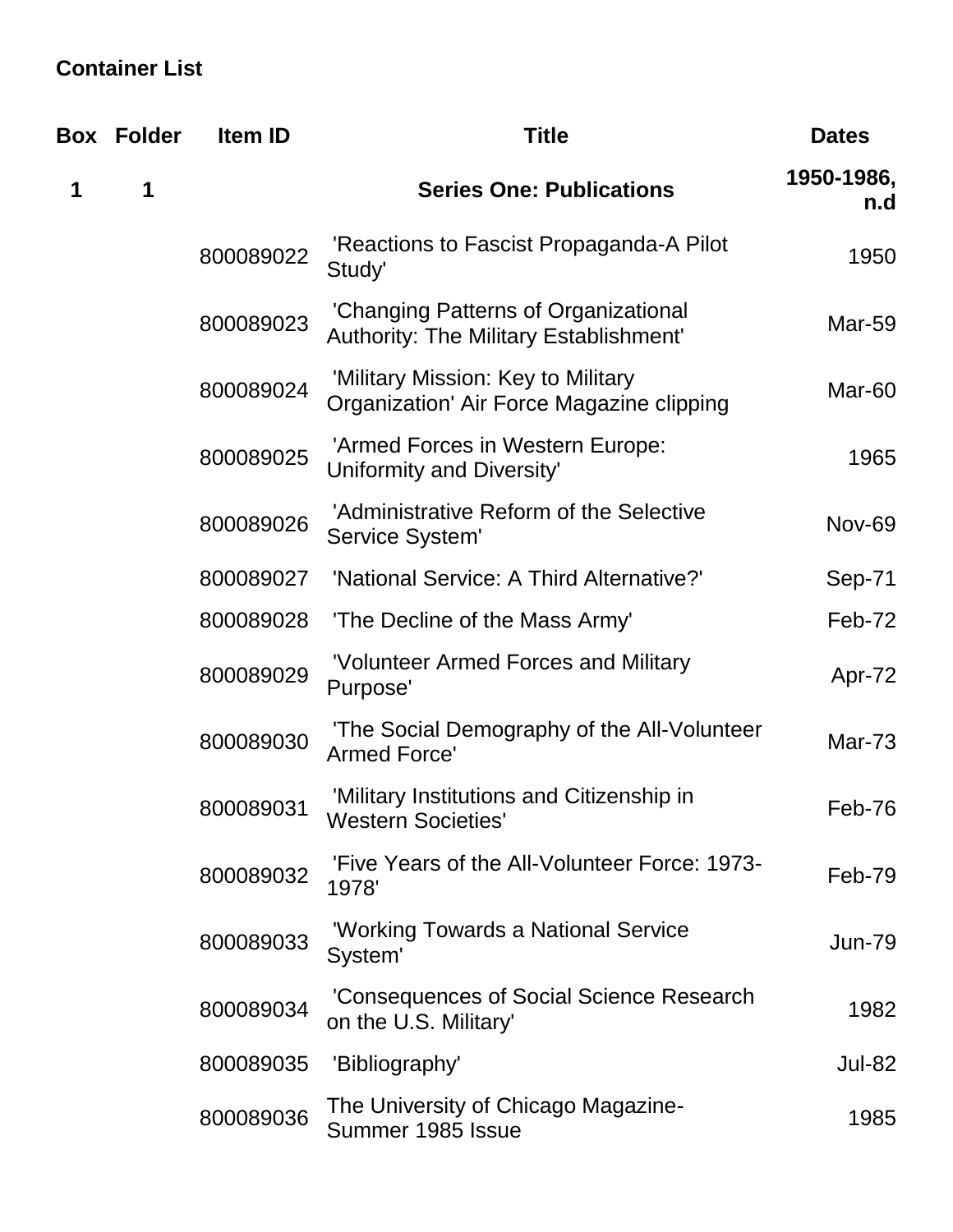## Container List

| Box | Folder | Item ID | Title | Dates |
|---|---|---|---|---|
| **1** | **1** | | **Series One: Publications** | **1950-1986, n.d** |
| | | 800089022 | 'Reactions to Fascist Propaganda-A Pilot Study' | 1950 |
| | | 800089023 | 'Changing Patterns of Organizational Authority: The Military Establishment' | Mar-59 |
| | | 800089024 | 'Military Mission: Key to Military Organization' Air Force Magazine clipping | Mar-60 |
| | | 800089025 | 'Armed Forces in Western Europe: Uniformity and Diversity' | 1965 |
| | | 800089026 | 'Administrative Reform of the Selective Service System' | Nov-69 |
| | | 800089027 | 'National Service: A Third Alternative?' | Sep-71 |
| | | 800089028 | 'The Decline of the Mass Army' | Feb-72 |
| | | 800089029 | 'Volunteer Armed Forces and Military Purpose' | Apr-72 |
| | | 800089030 | 'The Social Demography of the All-Volunteer Armed Force' | Mar-73 |
| | | 800089031 | 'Military Institutions and Citizenship in Western Societies' | Feb-76 |
| | | 800089032 | 'Five Years of the All-Volunteer Force: 1973-1978' | Feb-79 |
| | | 800089033 | 'Working Towards a National Service System' | Jun-79 |
| | | 800089034 | 'Consequences of Social Science Research on the U.S. Military' | 1982 |
| | | 800089035 | 'Bibliography' | Jul-82 |
| | | 800089036 | The University of Chicago Magazine-Summer 1985 Issue | 1985 |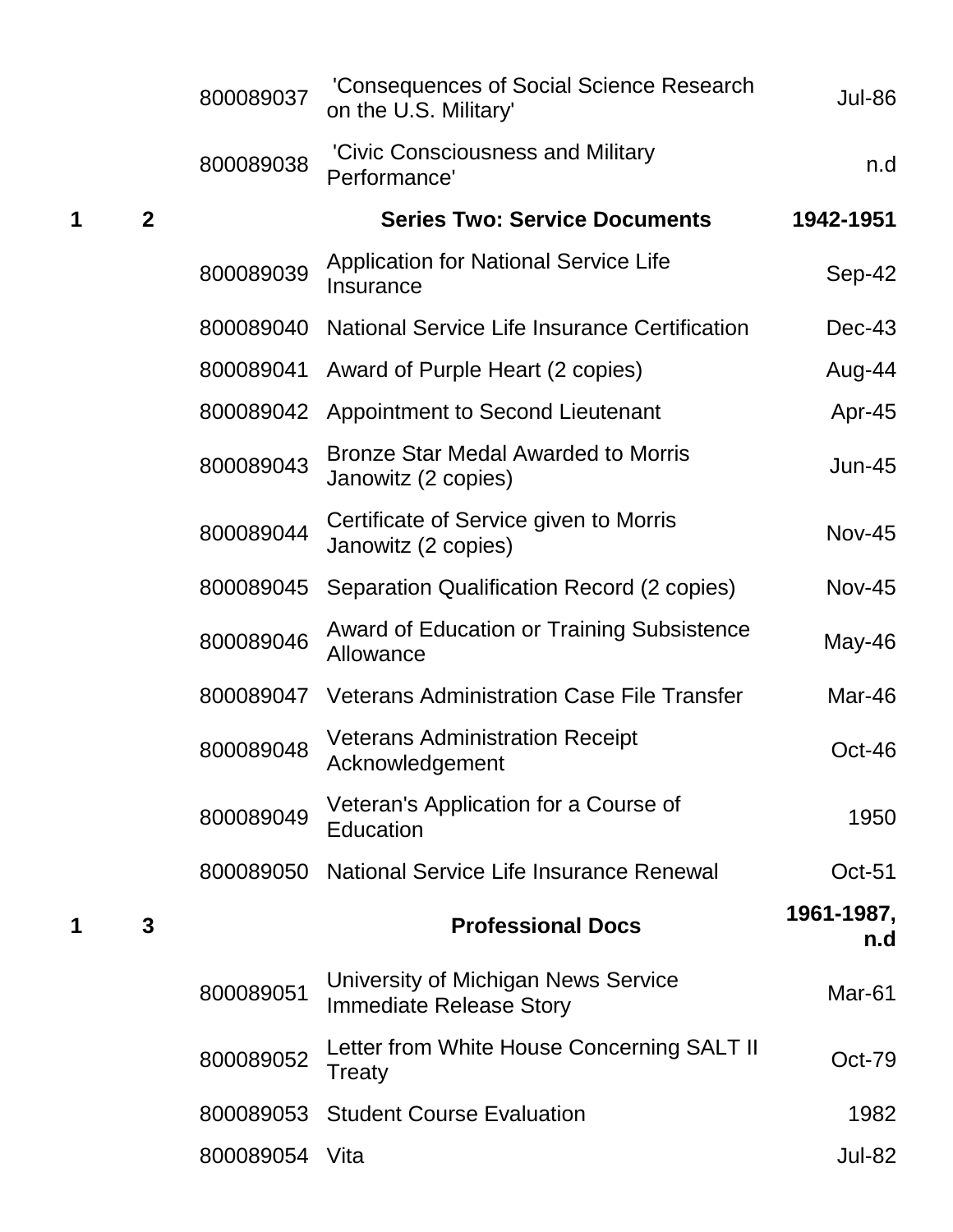| | | | | |
|---|---|---|---|---|
| | | 800089037 | 'Consequences of Social Science Research on the U.S. Military' | Jul-86 |
| | | 800089038 | 'Civic Consciousness and Military Performance' | n.d |
| **1** | **2** | | **Series Two: Service Documents** | **1942-1951** |
| | | 800089039 | Application for National Service Life Insurance | Sep-42 |
| | | 800089040 | National Service Life Insurance Certification | Dec-43 |
| | | 800089041 | Award of Purple Heart (2 copies) | Aug-44 |
| | | 800089042 | Appointment to Second Lieutenant | Apr-45 |
| | | 800089043 | Bronze Star Medal Awarded to Morris Janowitz (2 copies) | Jun-45 |
| | | 800089044 | Certificate of Service given to Morris Janowitz (2 copies) | Nov-45 |
| | | 800089045 | Separation Qualification Record (2 copies) | Nov-45 |
| | | 800089046 | Award of Education or Training Subsistence Allowance | May-46 |
| | | 800089047 | Veterans Administration Case File Transfer | Mar-46 |
| | | 800089048 | Veterans Administration Receipt Acknowledgement | Oct-46 |
| | | 800089049 | Veteran's Application for a Course of Education | 1950 |
| | | 800089050 | National Service Life Insurance Renewal | Oct-51 |
| **1** | **3** | | **Professional Docs** | **1961-1987, n.d** |
| | | 800089051 | University of Michigan News Service Immediate Release Story | Mar-61 |
| | | 800089052 | Letter from White House Concerning SALT II Treaty | Oct-79 |
| | | 800089053 | Student Course Evaluation | 1982 |
| | | 800089054 | Vita | Jul-82 |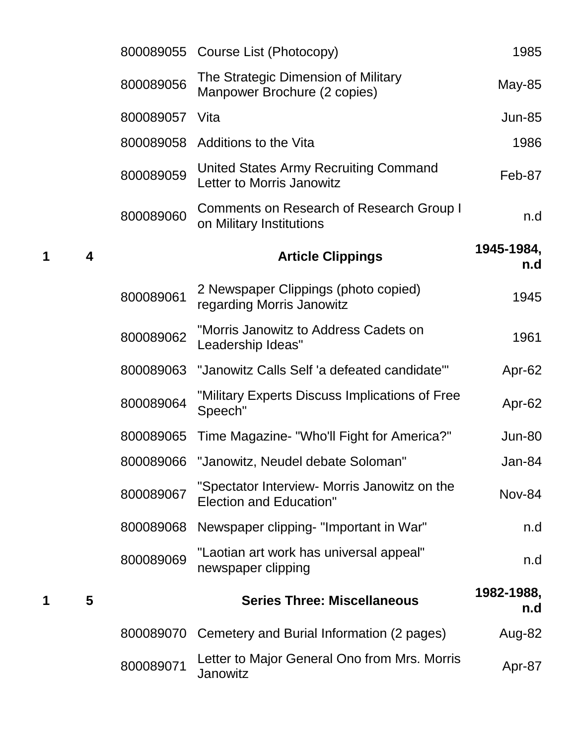| Box | Folder | ID | Title | Date |
|---|---|---|---|---|
| | | 800089055 | Course List (Photocopy) | 1985 |
| | | 800089056 | The Strategic Dimension of Military Manpower Brochure (2 copies) | May-85 |
| | | 800089057 | Vita | Jun-85 |
| | | 800089058 | Additions to the Vita | 1986 |
| | | 800089059 | United States Army Recruiting Command Letter to Morris Janowitz | Feb-87 |
| | | 800089060 | Comments on Research of Research Group I on Military Institutions | n.d |
| **1** | **4** | | **Article Clippings** | **1945-1984, n.d** |
| | | 800089061 | 2 Newspaper Clippings (photo copied) regarding Morris Janowitz | 1945 |
| | | 800089062 | "Morris Janowitz to Address Cadets on Leadership Ideas" | 1961 |
| | | 800089063 | "Janowitz Calls Self 'a defeated candidate'" | Apr-62 |
| | | 800089064 | "Military Experts Discuss Implications of Free Speech" | Apr-62 |
| | | 800089065 | Time Magazine- "Who'll Fight for America?" | Jun-80 |
| | | 800089066 | "Janowitz, Neudel debate Soloman" | Jan-84 |
| | | 800089067 | "Spectator Interview- Morris Janowitz on the Election and Education" | Nov-84 |
| | | 800089068 | Newspaper clipping- "Important in War" | n.d |
| | | 800089069 | "Laotian art work has universal appeal" newspaper clipping | n.d |
| **1** | **5** | | **Series Three: Miscellaneous** | **1982-1988, n.d** |
| | | 800089070 | Cemetery and Burial Information (2 pages) | Aug-82 |
| | | 800089071 | Letter to Major General Ono from Mrs. Morris Janowitz | Apr-87 |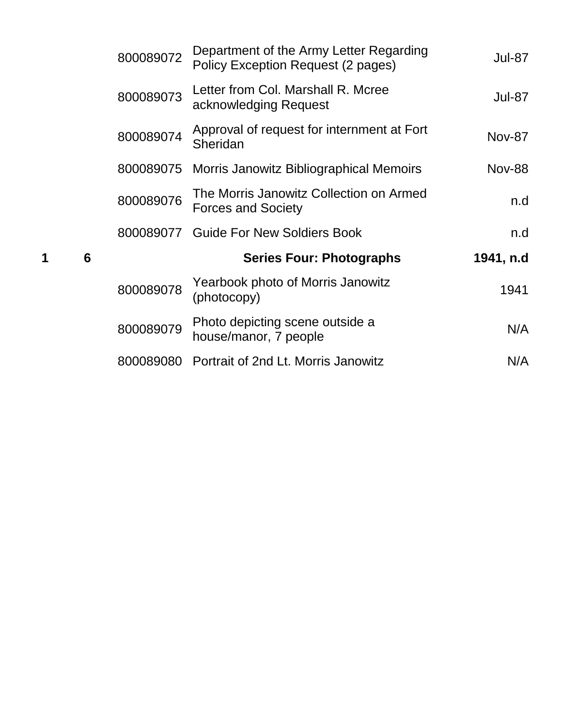| | | | | |
|---|---|---|---|---|
| | | 800089072 | Department of the Army Letter Regarding Policy Exception Request (2 pages) | Jul-87 |
| | | 800089073 | Letter from Col. Marshall R. Mcree acknowledging Request | Jul-87 |
| | | 800089074 | Approval of request for internment at Fort Sheridan | Nov-87 |
| | | 800089075 | Morris Janowitz Bibliographical Memoirs | Nov-88 |
| | | 800089076 | The Morris Janowitz Collection on Armed Forces and Society | n.d |
| | | 800089077 | Guide For New Soldiers Book | n.d |
| **1** | **6** | | **Series Four: Photographs** | **1941, n.d** |
| | | 800089078 | Yearbook photo of Morris Janowitz (photocopy) | 1941 |
| | | 800089079 | Photo depicting scene outside a house/manor, 7 people | N/A |
| | | 800089080 | Portrait of 2nd Lt. Morris Janowitz | N/A |